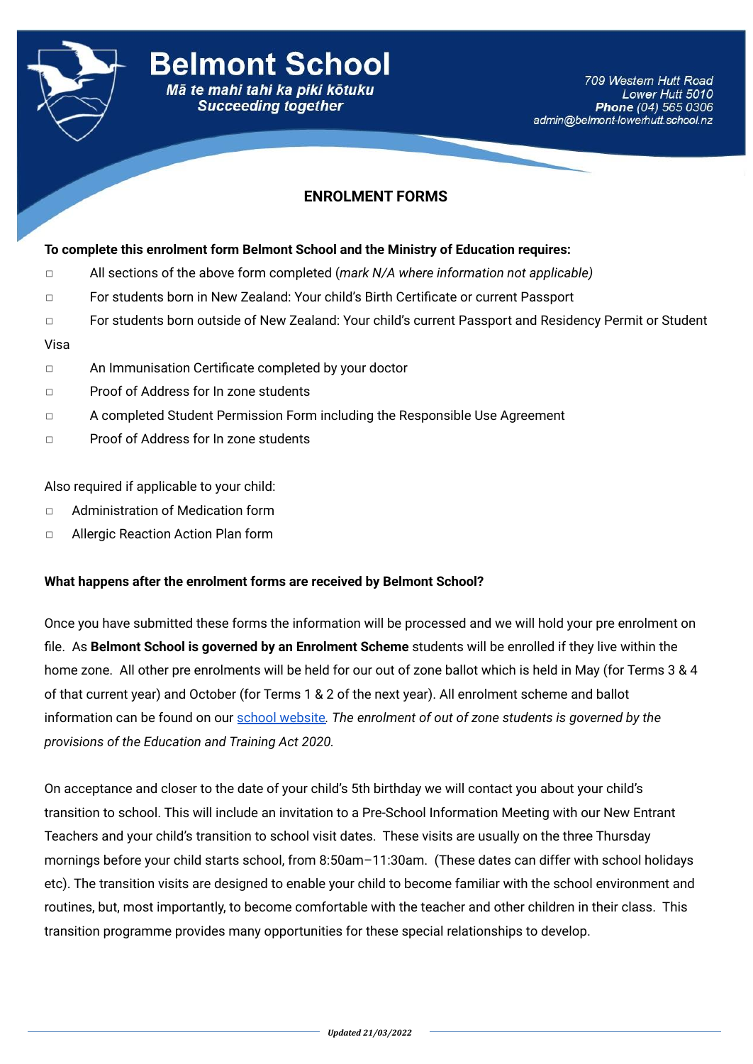# Belmont School

*Mā te mahi tahi ka piki kōtuku*
*Succeeding together*

*709 Western Hutt Road*
*Lower Hutt 5010*
***Phone** (04) 565 0306*
*admin@belmont-lowerhutt.school.nz*

## ENROLMENT FORMS

**To complete this enrolment form Belmont School and the Ministry of Education requires:**

- ☐ All sections of the above form completed (*mark N/A where information not applicable)*
- ☐ For students born in New Zealand: Your child's Birth Certificate or current Passport
- ☐ For students born outside of New Zealand: Your child's current Passport and Residency Permit or Student Visa
- ☐ An Immunisation Certificate completed by your doctor
- ☐ Proof of Address for In zone students
- ☐ A completed Student Permission Form including the Responsible Use Agreement
- ☐ Proof of Address for In zone students

Also required if applicable to your child:

- ☐ Administration of Medication form
- ☐ Allergic Reaction Action Plan form

**What happens after the enrolment forms are received by Belmont School?**

Once you have submitted these forms the information will be processed and we will hold your pre enrolment on file. As **Belmont School is governed by an Enrolment Scheme** students will be enrolled if they live within the home zone. All other pre enrolments will be held for our out of zone ballot which is held in May (for Terms 3 & 4 of that current year) and October (for Terms 1 & 2 of the next year). All enrolment scheme and ballot information can be found on our school website*. The enrolment of out of zone students is governed by the provisions of the Education and Training Act 2020.*

On acceptance and closer to the date of your child's 5th birthday we will contact you about your child's transition to school. This will include an invitation to a Pre-School Information Meeting with our New Entrant Teachers and your child's transition to school visit dates. These visits are usually on the three Thursday mornings before your child starts school, from 8:50am–11:30am. (These dates can differ with school holidays etc). The transition visits are designed to enable your child to become familiar with the school environment and routines, but, most importantly, to become comfortable with the teacher and other children in their class. This transition programme provides many opportunities for these special relationships to develop.

*Updated 21/03/2022*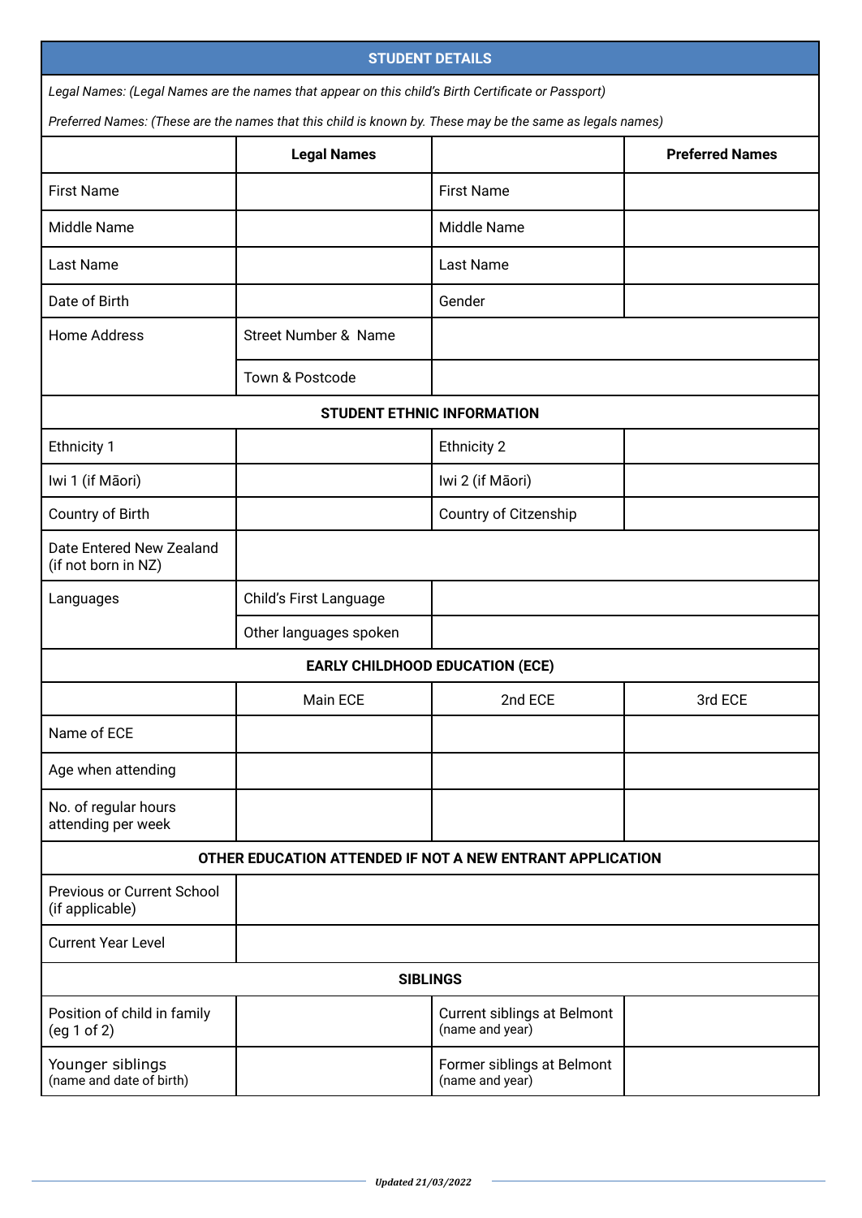## STUDENT DETAILS

*Legal Names: (Legal Names are the names that appear on this child's Birth Certificate or Passport)*

*Preferred Names: (These are the names that this child is known by. These may be the same as legals names)*

| | **Legal Names** | | **Preferred Names** |
|---|---|---|---|
| First Name | | First Name | |
| Middle Name | | Middle Name | |
| Last Name | | Last Name | |
| Date of Birth | | Gender | |
| Home Address | Street Number & Name | | |
| | Town & Postcode | | |

### STUDENT ETHNIC INFORMATION

| | | | |
|---|---|---|---|
| Ethnicity 1 | | Ethnicity 2 | |
| Iwi 1 (if Māori) | | Iwi 2 (if Māori) | |
| Country of Birth | | Country of Citzenship | |
| Date Entered New Zealand (if not born in NZ) | | | |
| Languages | Child's First Language | | |
| | Other languages spoken | | |

### EARLY CHILDHOOD EDUCATION (ECE)

| | Main ECE | 2nd ECE | 3rd ECE |
|---|---|---|---|
| Name of ECE | | | |
| Age when attending | | | |
| No. of regular hours attending per week | | | |

### OTHER EDUCATION ATTENDED IF NOT A NEW ENTRANT APPLICATION

| | |
|---|---|
| Previous or Current School (if applicable) | |
| Current Year Level | |

### SIBLINGS

| | | | |
|---|---|---|---|
| Position of child in family (eg 1 of 2) | | Current siblings at Belmont (name and year) | |
| Younger siblings (name and date of birth) | | Former siblings at Belmont (name and year) | |

*Updated 21/03/2022*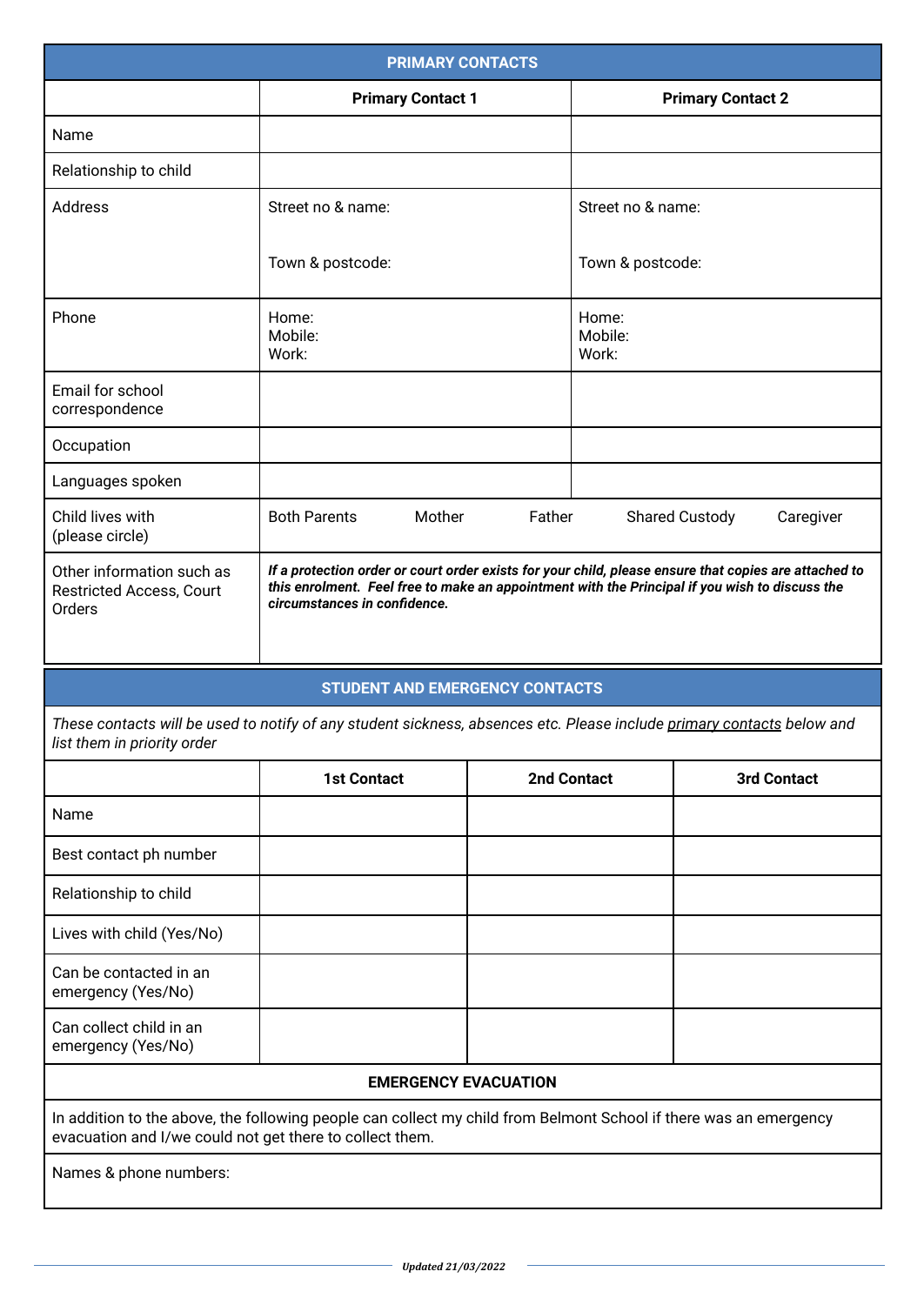## PRIMARY CONTACTS

| | Primary Contact 1 | Primary Contact 2 |
|---|---|---|
| Name | | |
| Relationship to child | | |
| Address | Street no & name:<br><br>Town & postcode: | Street no & name:<br><br>Town & postcode: |
| Phone | Home:<br>Mobile:<br>Work: | Home:<br>Mobile:<br>Work: |
| Email for school correspondence | | |
| Occupation | | |
| Languages spoken | | |
| Child lives with (please circle) | Both Parents &nbsp;&nbsp; Mother &nbsp;&nbsp; Father &nbsp;&nbsp; Shared Custody &nbsp;&nbsp; Caregiver | |
| Other information such as Restricted Access, Court Orders | ***If a protection order or court order exists for your child, please ensure that copies are attached to this enrolment. Feel free to make an appointment with the Principal if you wish to discuss the circumstances in confidence.*** | |

## STUDENT AND EMERGENCY CONTACTS

*These contacts will be used to notify of any student sickness, absences etc. Please include primary contacts below and list them in priority order*

| | 1st Contact | 2nd Contact | 3rd Contact |
|---|---|---|---|
| Name | | | |
| Best contact ph number | | | |
| Relationship to child | | | |
| Lives with child (Yes/No) | | | |
| Can be contacted in an emergency (Yes/No) | | | |
| Can collect child in an emergency (Yes/No) | | | |

### EMERGENCY EVACUATION

In addition to the above, the following people can collect my child from Belmont School if there was an emergency evacuation and I/we could not get there to collect them.

Names & phone numbers:

*Updated 21/03/2022*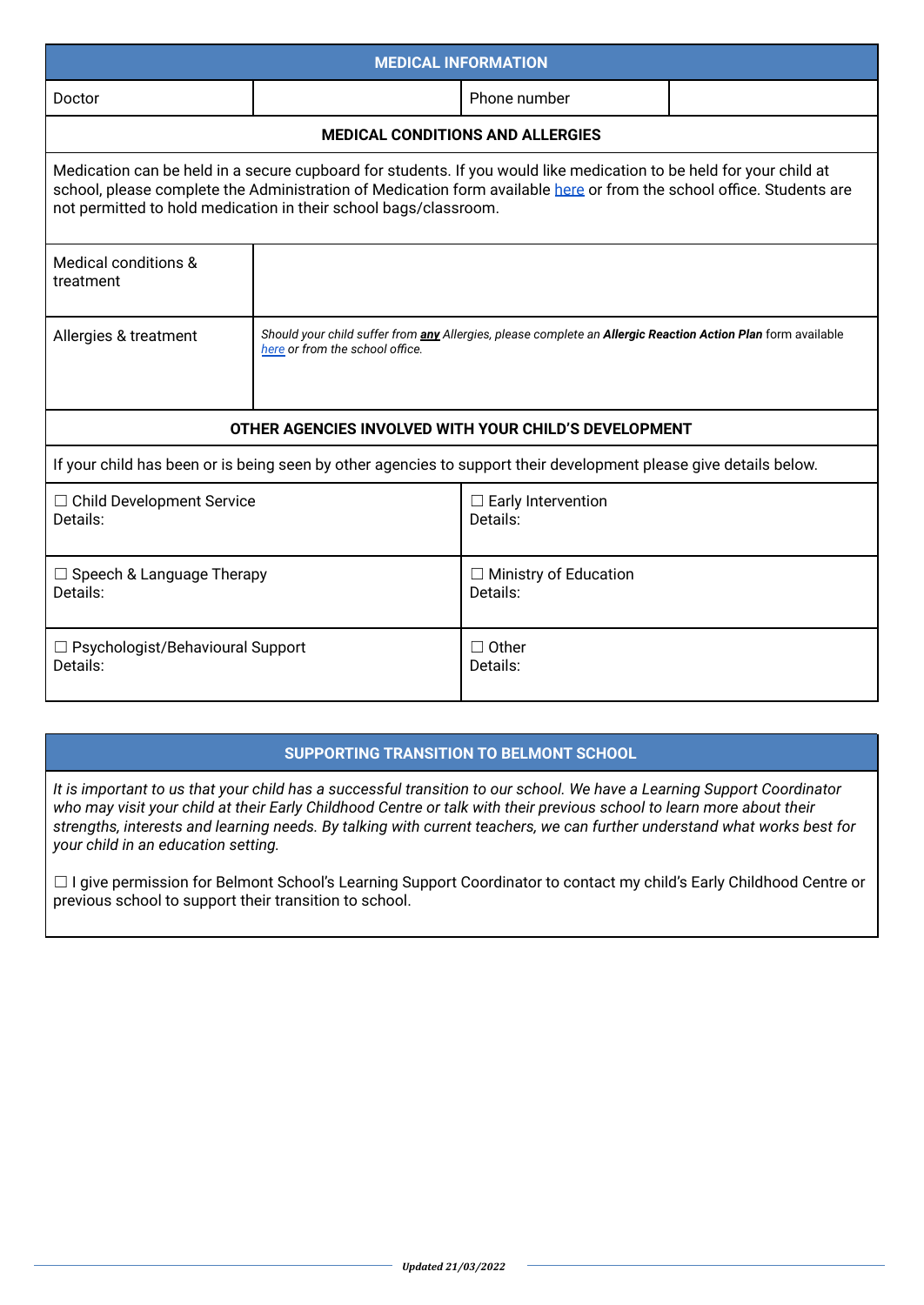## MEDICAL INFORMATION

| Doctor | | Phone number | |
|---|---|---|---|

### MEDICAL CONDITIONS AND ALLERGIES

Medication can be held in a secure cupboard for students. If you would like medication to be held for your child at school, please complete the Administration of Medication form available here or from the school office. Students are not permitted to hold medication in their school bags/classroom.

| | |
|---|---|
| Medical conditions & treatment | |
| Allergies & treatment | *Should your child suffer from* ***any*** *Allergies, please complete an* ***Allergic Reaction Action Plan*** *form available here or from the school office.* |

### OTHER AGENCIES INVOLVED WITH YOUR CHILD'S DEVELOPMENT

If your child has been or is being seen by other agencies to support their development please give details below.

| | |
|---|---|
| ☐ Child Development Service<br>Details: | ☐ Early Intervention<br>Details: |
| ☐ Speech & Language Therapy<br>Details: | ☐ Ministry of Education<br>Details: |
| ☐ Psychologist/Behavioural Support<br>Details: | ☐ Other<br>Details: |

## SUPPORTING TRANSITION TO BELMONT SCHOOL

*It is important to us that your child has a successful transition to our school. We have a Learning Support Coordinator who may visit your child at their Early Childhood Centre or talk with their previous school to learn more about their strengths, interests and learning needs. By talking with current teachers, we can further understand what works best for your child in an education setting.*

☐ I give permission for Belmont School's Learning Support Coordinator to contact my child's Early Childhood Centre or previous school to support their transition to school.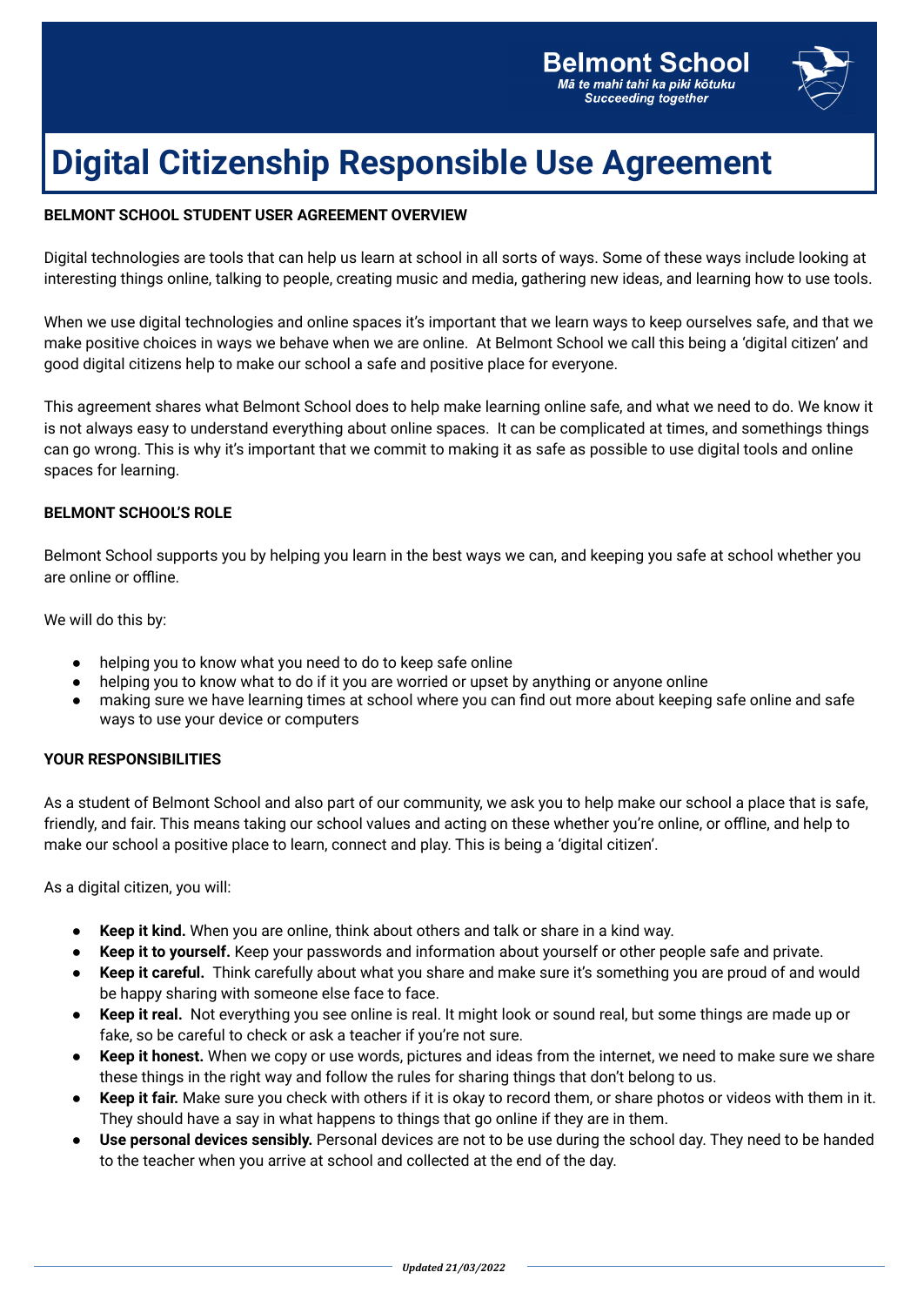**Belmont School**
*Mā te mahi tahi ka piki kōtuku*
*Succeeding together*

# Digital Citizenship Responsible Use Agreement

**BELMONT SCHOOL STUDENT USER AGREEMENT OVERVIEW**

Digital technologies are tools that can help us learn at school in all sorts of ways. Some of these ways include looking at interesting things online, talking to people, creating music and media, gathering new ideas, and learning how to use tools.

When we use digital technologies and online spaces it's important that we learn ways to keep ourselves safe, and that we make positive choices in ways we behave when we are online. At Belmont School we call this being a 'digital citizen' and good digital citizens help to make our school a safe and positive place for everyone.

This agreement shares what Belmont School does to help make learning online safe, and what we need to do. We know it is not always easy to understand everything about online spaces. It can be complicated at times, and somethings things can go wrong. This is why it's important that we commit to making it as safe as possible to use digital tools and online spaces for learning.

**BELMONT SCHOOL'S ROLE**

Belmont School supports you by helping you learn in the best ways we can, and keeping you safe at school whether you are online or offline.

We will do this by:

- helping you to know what you need to do to keep safe online
- helping you to know what to do if it you are worried or upset by anything or anyone online
- making sure we have learning times at school where you can find out more about keeping safe online and safe ways to use your device or computers

**YOUR RESPONSIBILITIES**

As a student of Belmont School and also part of our community, we ask you to help make our school a place that is safe, friendly, and fair. This means taking our school values and acting on these whether you're online, or offline, and help to make our school a positive place to learn, connect and play. This is being a 'digital citizen'.

As a digital citizen, you will:

- **Keep it kind.** When you are online, think about others and talk or share in a kind way.
- **Keep it to yourself.** Keep your passwords and information about yourself or other people safe and private.
- **Keep it careful.** Think carefully about what you share and make sure it's something you are proud of and would be happy sharing with someone else face to face.
- **Keep it real.** Not everything you see online is real. It might look or sound real, but some things are made up or fake, so be careful to check or ask a teacher if you're not sure.
- **Keep it honest.** When we copy or use words, pictures and ideas from the internet, we need to make sure we share these things in the right way and follow the rules for sharing things that don't belong to us.
- **Keep it fair.** Make sure you check with others if it is okay to record them, or share photos or videos with them in it. They should have a say in what happens to things that go online if they are in them.
- **Use personal devices sensibly.** Personal devices are not to be use during the school day. They need to be handed to the teacher when you arrive at school and collected at the end of the day.

*Updated 21/03/2022*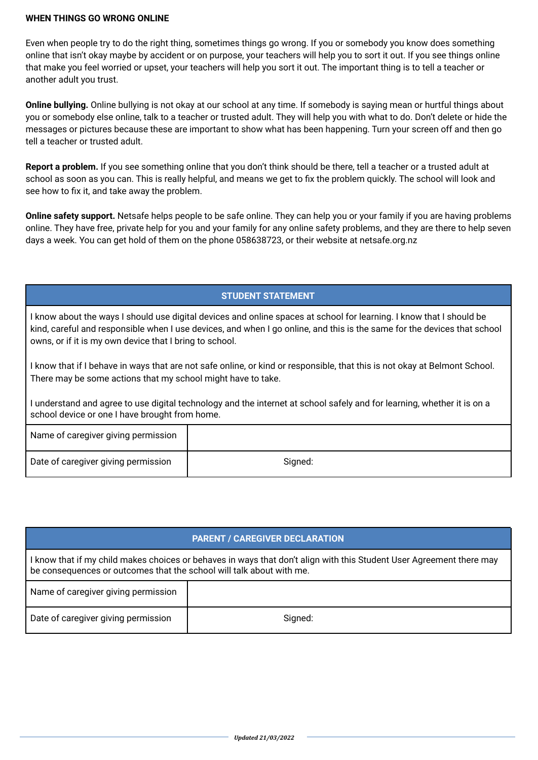## WHEN THINGS GO WRONG ONLINE

Even when people try to do the right thing, sometimes things go wrong. If you or somebody you know does something online that isn't okay maybe by accident or on purpose, your teachers will help you to sort it out. If you see things online that make you feel worried or upset, your teachers will help you sort it out. The important thing is to tell a teacher or another adult you trust.

**Online bullying.** Online bullying is not okay at our school at any time. If somebody is saying mean or hurtful things about you or somebody else online, talk to a teacher or trusted adult. They will help you with what to do. Don't delete or hide the messages or pictures because these are important to show what has been happening. Turn your screen off and then go tell a teacher or trusted adult.

**Report a problem.** If you see something online that you don't think should be there, tell a teacher or a trusted adult at school as soon as you can. This is really helpful, and means we get to fix the problem quickly. The school will look and see how to fix it, and take away the problem.

**Online safety support.** Netsafe helps people to be safe online. They can help you or your family if you are having problems online. They have free, private help for you and your family for any online safety problems, and they are there to help seven days a week. You can get hold of them on the phone 058638723, or their website at netsafe.org.nz

| STUDENT STATEMENT | |
|---|---|
| I know about the ways I should use digital devices and online spaces at school for learning. I know that I should be kind, careful and responsible when I use devices, and when I go online, and this is the same for the devices that school owns, or if it is my own device that I bring to school.<br><br>I know that if I behave in ways that are not safe online, or kind or responsible, that this is not okay at Belmont School. There may be some actions that my school might have to take.<br><br>I understand and agree to use digital technology and the internet at school safely and for learning, whether it is on a school device or one I have brought from home. | |
| Name of caregiver giving permission | |
| Date of caregiver giving permission | Signed: |

| PARENT / CAREGIVER DECLARATION | |
|---|---|
| I know that if my child makes choices or behaves in ways that don't align with this Student User Agreement there may be consequences or outcomes that the school will talk about with me. | |
| Name of caregiver giving permission | |
| Date of caregiver giving permission | Signed: |

*Updated 21/03/2022*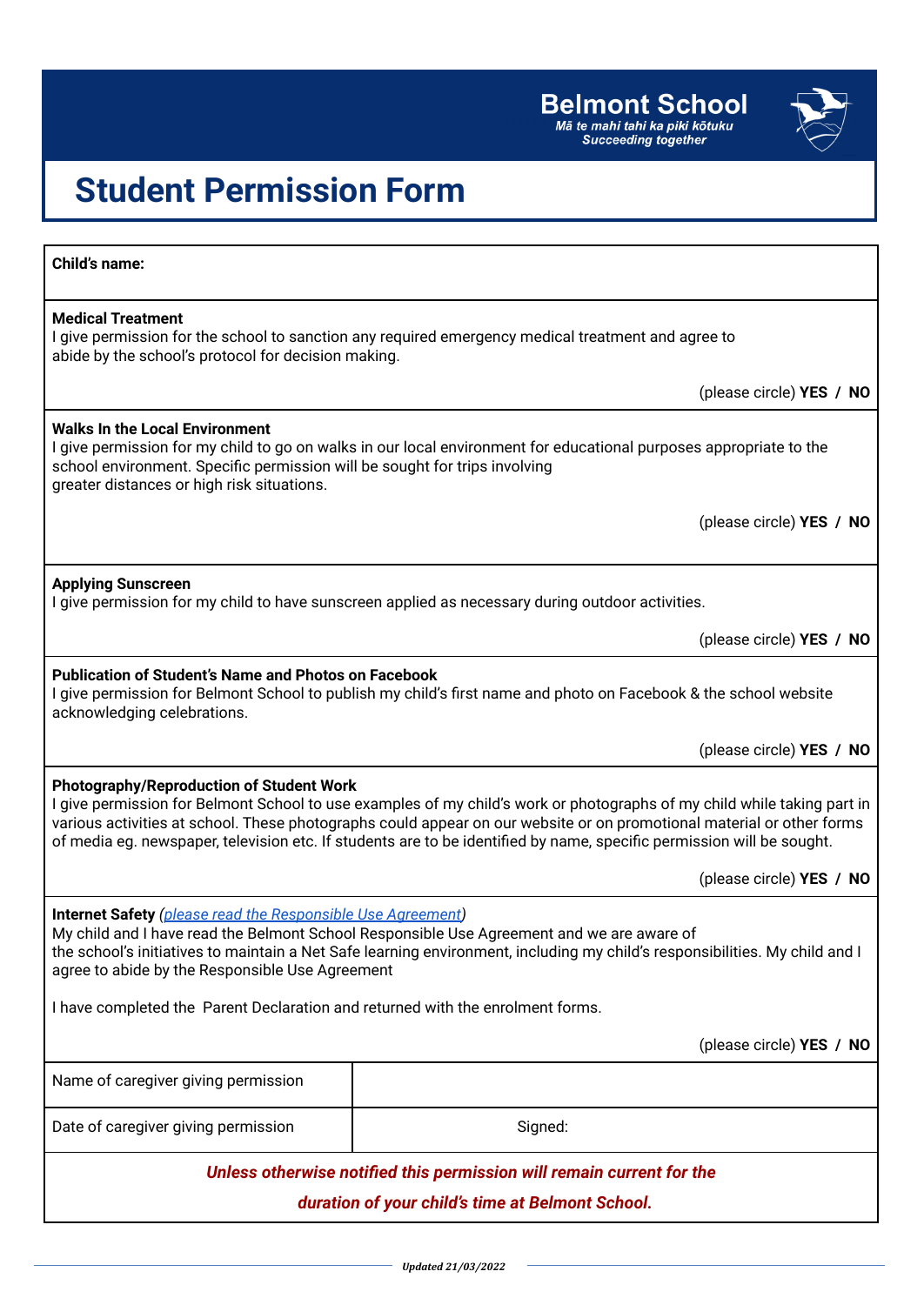Belmont School

*Mā te mahi tahi ka piki kōtuku*
*Succeeding together*

# Student Permission Form

**Child's name:**

---

**Medical Treatment**
I give permission for the school to sanction any required emergency medical treatment and agree to abide by the school's protocol for decision making.

(please circle) **YES / NO**

---

**Walks In the Local Environment**
I give permission for my child to go on walks in our local environment for educational purposes appropriate to the school environment. Specific permission will be sought for trips involving greater distances or high risk situations.

(please circle) **YES / NO**

---

**Applying Sunscreen**
I give permission for my child to have sunscreen applied as necessary during outdoor activities.

(please circle) **YES / NO**

---

**Publication of Student's Name and Photos on Facebook**
I give permission for Belmont School to publish my child's first name and photo on Facebook & the school website acknowledging celebrations.

(please circle) **YES / NO**

---

**Photography/Reproduction of Student Work**
I give permission for Belmont School to use examples of my child's work or photographs of my child while taking part in various activities at school. These photographs could appear on our website or on promotional material or other forms of media eg. newspaper, television etc. If students are to be identified by name, specific permission will be sought.

(please circle) **YES / NO**

---

**Internet Safety** *(please read the Responsible Use Agreement)*
My child and I have read the Belmont School Responsible Use Agreement and we are aware of the school's initiatives to maintain a Net Safe learning environment, including my child's responsibilities. My child and I agree to abide by the Responsible Use Agreement

I have completed the Parent Declaration and returned with the enrolment forms.

(please circle) **YES / NO**

| Name of caregiver giving permission | |
|---|---|
| Date of caregiver giving permission | Signed: |

***Unless otherwise notified this permission will remain current for the duration of your child's time at Belmont School.***

*Updated 21/03/2022*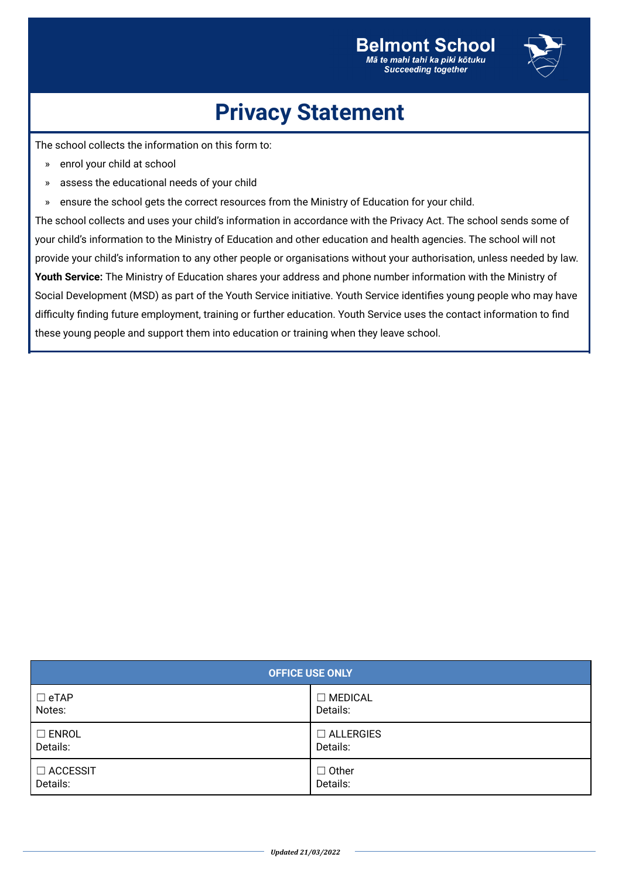Belmont School
*Mā te mahi tahi ka piki kōtuku*
*Succeeding together*

# Privacy Statement

The school collects the information on this form to:

- enrol your child at school
- assess the educational needs of your child
- ensure the school gets the correct resources from the Ministry of Education for your child.

The school collects and uses your child's information in accordance with the Privacy Act. The school sends some of your child's information to the Ministry of Education and other education and health agencies. The school will not provide your child's information to any other people or organisations without your authorisation, unless needed by law.

**Youth Service:** The Ministry of Education shares your address and phone number information with the Ministry of Social Development (MSD) as part of the Youth Service initiative. Youth Service identifies young people who may have difficulty finding future employment, training or further education. Youth Service uses the contact information to find these young people and support them into education or training when they leave school.

| OFFICE USE ONLY | |
|---|---|
| ☐ eTAP<br>Notes: | ☐ MEDICAL<br>Details: |
| ☐ ENROL<br>Details: | ☐ ALLERGIES<br>Details: |
| ☐ ACCESSIT<br>Details: | ☐ Other<br>Details: |

*Updated 21/03/2022*